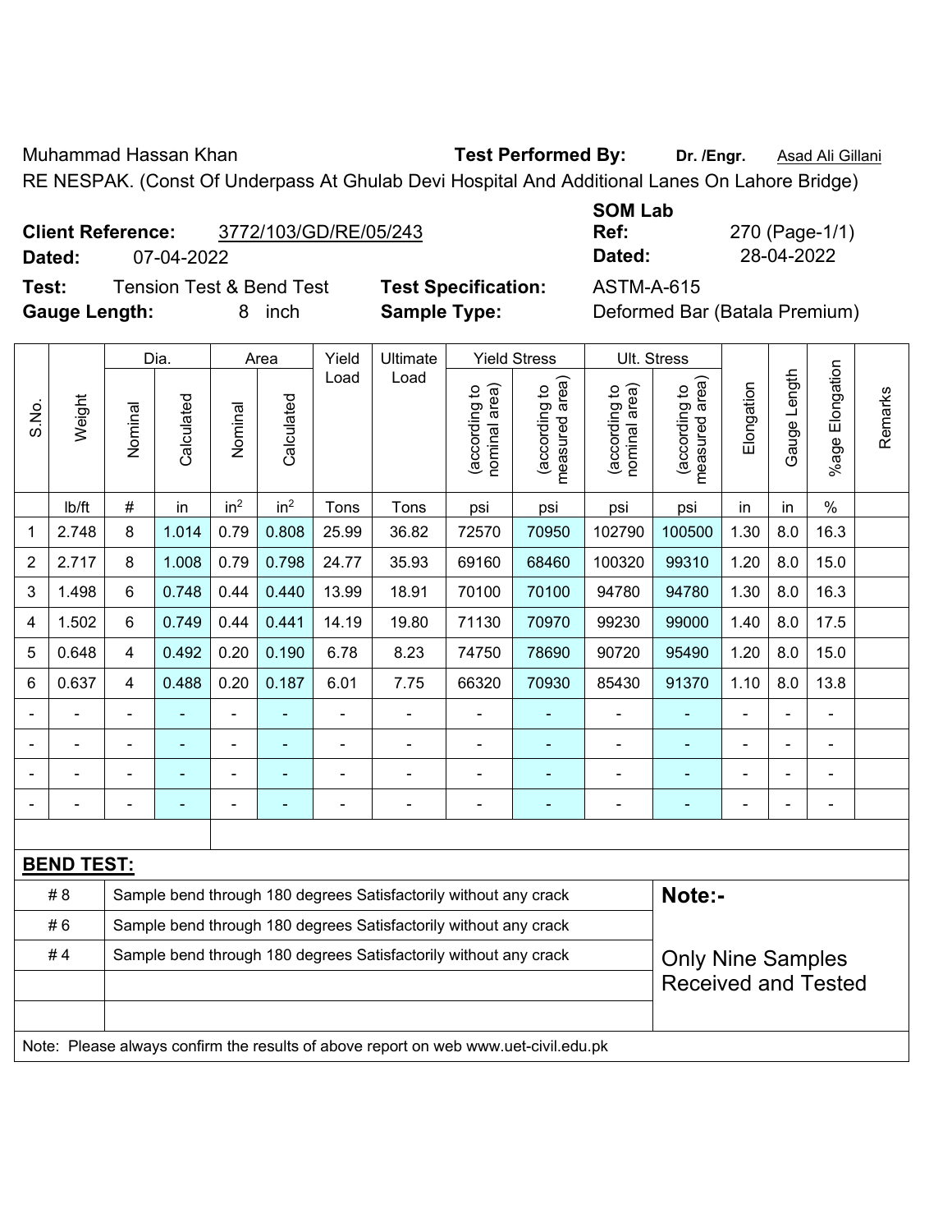Muhammad Hassan Khan **Test Performed By:** **Dr. /Engr.** Asad Ali Gillani

RE NESPAK. (Const Of Underpass At Ghulab Devi Hospital And Additional Lanes On Lahore Bridge)

**Client Reference:** 3772/103/GD/RE/05/243
**Dated:** 07-04-2022

**SOM Lab Ref:** 270 (Page-1/1)
**Dated:** 28-04-2022

**Test:** Tension Test & Bend Test **Test Specification:** ASTM-A-615
**Gauge Length:** 8 inch **Sample Type:** Deformed Bar (Batala Premium)

| S.No. | Weight | Dia. | | Area | | Yield Load | Ultimate Load | Yield Stress | | Ult. Stress | | Elongation | Gauge Length | %age Elongation | Remarks |
|---|---|---|---|---|---|---|---|---|---|---|---|---|---|---|---|
| | | Nominal | Calculated | Nominal | Calculated | | | (according to nominal area) | (according to measured area) | (according to nominal area) | (according to measured area) | | | | |
| | lb/ft | # | in | in$^2$ | in$^2$ | Tons | Tons | psi | psi | psi | psi | in | in | % | |
| 1 | 2.748 | 8 | 1.014 | 0.79 | 0.808 | 25.99 | 36.82 | 72570 | 70950 | 102790 | 100500 | 1.30 | 8.0 | 16.3 | |
| 2 | 2.717 | 8 | 1.008 | 0.79 | 0.798 | 24.77 | 35.93 | 69160 | 68460 | 100320 | 99310 | 1.20 | 8.0 | 15.0 | |
| 3 | 1.498 | 6 | 0.748 | 0.44 | 0.440 | 13.99 | 18.91 | 70100 | 70100 | 94780 | 94780 | 1.30 | 8.0 | 16.3 | |
| 4 | 1.502 | 6 | 0.749 | 0.44 | 0.441 | 14.19 | 19.80 | 71130 | 70970 | 99230 | 99000 | 1.40 | 8.0 | 17.5 | |
| 5 | 0.648 | 4 | 0.492 | 0.20 | 0.190 | 6.78 | 8.23 | 74750 | 78690 | 90720 | 95490 | 1.20 | 8.0 | 15.0 | |
| 6 | 0.637 | 4 | 0.488 | 0.20 | 0.187 | 6.01 | 7.75 | 66320 | 70930 | 85430 | 91370 | 1.10 | 8.0 | 13.8 | |
| - | - | - | - | - | - | - | - | - | - | - | - | - | - | - | |
| - | - | - | - | - | - | - | - | - | - | - | - | - | - | - | |
| - | - | - | - | - | - | - | - | - | - | - | - | - | - | - | |
| - | - | - | - | - | - | - | - | - | - | - | - | - | - | - | |

**BEND TEST:**

| | |
|---|---|
| # 8 | Sample bend through 180 degrees Satisfactorily without any crack |
| # 6 | Sample bend through 180 degrees Satisfactorily without any crack |
| # 4 | Sample bend through 180 degrees Satisfactorily without any crack |

**Note:-**

Only Nine Samples Received and Tested

Note: Please always confirm the results of above report on web www.uet-civil.edu.pk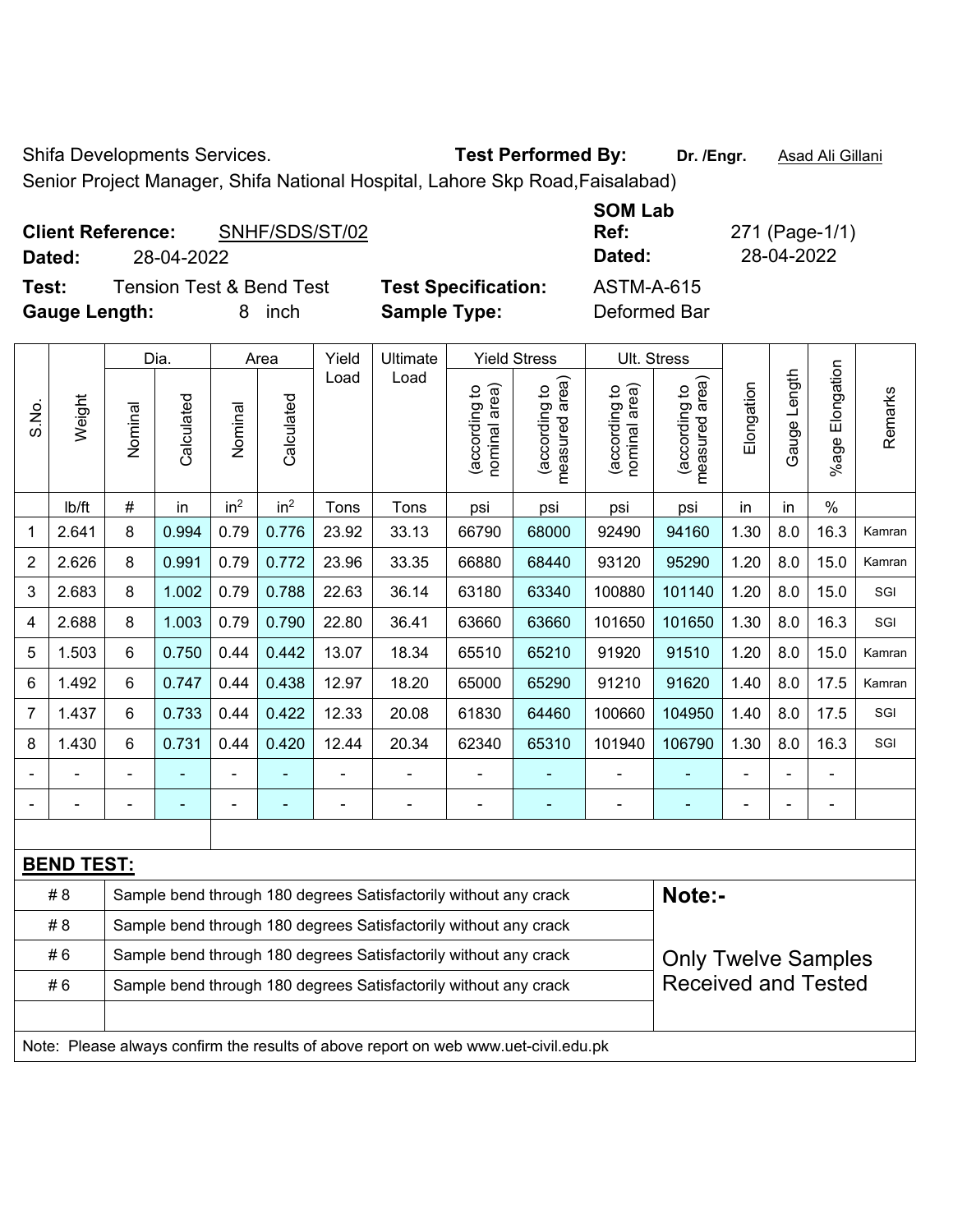Shifa Developments Services. **Test Performed By:** **Dr. /Engr.** Asad Ali Gillani

Senior Project Manager, Shifa National Hospital, Lahore Skp Road,Faisalabad)

**Client Reference:** SNHF/SDS/ST/02

**Dated:** 28-04-2022

**SOM Lab Ref:** 271 (Page-1/1)

**Dated:** 28-04-2022

**Test:** Tension Test & Bend Test

**Test Specification:** ASTM-A-615

**Gauge Length:** 8 inch

**Sample Type:** Deformed Bar

| S.No. | Weight | Dia. | | Area | | Yield Load | Ultimate Load | Yield Stress | | Ult. Stress | | Elongation | Gauge Length | %age Elongation | Remarks |
|---|---|---|---|---|---|---|---|---|---|---|---|---|---|---|---|
| | | Nominal | Calculated | Nominal | Calculated | | | (according to nominal area) | (according to measured area) | (according to nominal area) | (according to measured area) | | | | |
| | lb/ft | # | in | $in^2$ | $in^2$ | Tons | Tons | psi | psi | psi | psi | in | in | % | |
| 1 | 2.641 | 8 | 0.994 | 0.79 | 0.776 | 23.92 | 33.13 | 66790 | 68000 | 92490 | 94160 | 1.30 | 8.0 | 16.3 | Kamran |
| 2 | 2.626 | 8 | 0.991 | 0.79 | 0.772 | 23.96 | 33.35 | 66880 | 68440 | 93120 | 95290 | 1.20 | 8.0 | 15.0 | Kamran |
| 3 | 2.683 | 8 | 1.002 | 0.79 | 0.788 | 22.63 | 36.14 | 63180 | 63340 | 100880 | 101140 | 1.20 | 8.0 | 15.0 | SGI |
| 4 | 2.688 | 8 | 1.003 | 0.79 | 0.790 | 22.80 | 36.41 | 63660 | 63660 | 101650 | 101650 | 1.30 | 8.0 | 16.3 | SGI |
| 5 | 1.503 | 6 | 0.750 | 0.44 | 0.442 | 13.07 | 18.34 | 65510 | 65210 | 91920 | 91510 | 1.20 | 8.0 | 15.0 | Kamran |
| 6 | 1.492 | 6 | 0.747 | 0.44 | 0.438 | 12.97 | 18.20 | 65000 | 65290 | 91210 | 91620 | 1.40 | 8.0 | 17.5 | Kamran |
| 7 | 1.437 | 6 | 0.733 | 0.44 | 0.422 | 12.33 | 20.08 | 61830 | 64460 | 100660 | 104950 | 1.40 | 8.0 | 17.5 | SGI |
| 8 | 1.430 | 6 | 0.731 | 0.44 | 0.420 | 12.44 | 20.34 | 62340 | 65310 | 101940 | 106790 | 1.30 | 8.0 | 16.3 | SGI |
| - | - | - | - | - | - | - | - | - | - | - | - | - | - | - | |
| - | - | - | - | - | - | - | - | - | - | - | - | - | - | - | |

**BEND TEST:**

| | | |
|---|---|---|
| # 8 | Sample bend through 180 degrees Satisfactorily without any crack | **Note:-** |
| # 8 | Sample bend through 180 degrees Satisfactorily without any crack | |
| # 6 | Sample bend through 180 degrees Satisfactorily without any crack | Only Twelve Samples Received and Tested |
| # 6 | Sample bend through 180 degrees Satisfactorily without any crack | |

Note: Please always confirm the results of above report on web www.uet-civil.edu.pk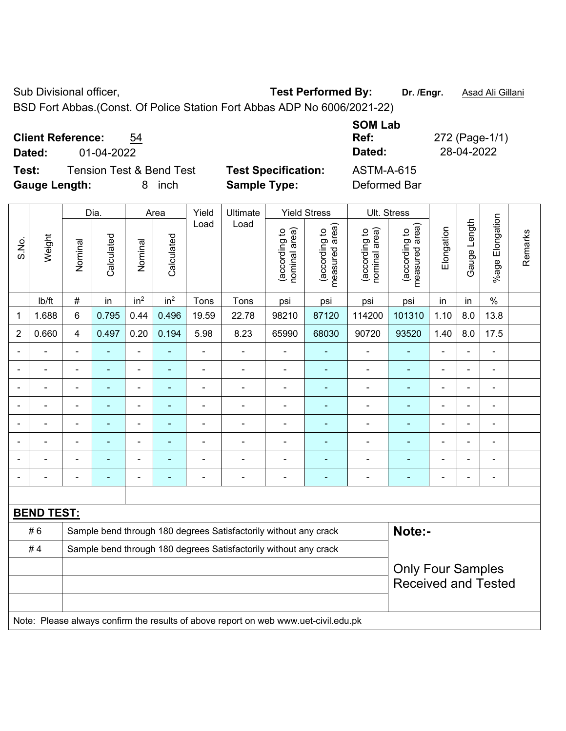Sub Divisional officer, **Test Performed By:** **Dr. /Engr.** Asad Ali Gillani

BSD Fort Abbas.(Const. Of Police Station Fort Abbas ADP No 6006/2021-22)

**Client Reference:** 54 **SOM Lab Ref:** 272 (Page-1/1)

**Dated:** 01-04-2022 **Dated:** 28-04-2022

**Test:** Tension Test & Bend Test **Test Specification:** ASTM-A-615

**Gauge Length:** 8 inch **Sample Type:** Deformed Bar

| S.No. | Weight | Dia. | | Area | | Yield Load | Ultimate Load | Yield Stress | | Ult. Stress | | Elongation | Gauge Length | %age Elongation | Remarks |
|---|---|---|---|---|---|---|---|---|---|---|---|---|---|---|---|
| | | Nominal | Calculated | Nominal | Calculated | | | (according to nominal area) | (according to measured area) | (according to nominal area) | (according to measured area) | | | | |
| | lb/ft | # | in | $in^2$ | $in^2$ | Tons | Tons | psi | psi | psi | psi | in | in | % | |
| 1 | 1.688 | 6 | 0.795 | 0.44 | 0.496 | 19.59 | 22.78 | 98210 | 87120 | 114200 | 101310 | 1.10 | 8.0 | 13.8 | |
| 2 | 0.660 | 4 | 0.497 | 0.20 | 0.194 | 5.98 | 8.23 | 65990 | 68030 | 90720 | 93520 | 1.40 | 8.0 | 17.5 | |
| - | - | - | - | - | - | - | - | - | - | - | - | - | - | - | |
| - | - | - | - | - | - | - | - | - | - | - | - | - | - | - | |
| - | - | - | - | - | - | - | - | - | - | - | - | - | - | - | |
| - | - | - | - | - | - | - | - | - | - | - | - | - | - | - | |
| - | - | - | - | - | - | - | - | - | - | - | - | - | - | - | |
| - | - | - | - | - | - | - | - | - | - | - | - | - | - | - | |
| - | - | - | - | - | - | - | - | - | - | - | - | - | - | - | |
| - | - | - | - | - | - | - | - | - | - | - | - | - | - | - | |

**BEND TEST:**

| | | |
|---|---|---|
| # 6 | Sample bend through 180 degrees Satisfactorily without any crack | **Note:-** |
| # 4 | Sample bend through 180 degrees Satisfactorily without any crack | Only Four Samples Received and Tested |

Note: Please always confirm the results of above report on web www.uet-civil.edu.pk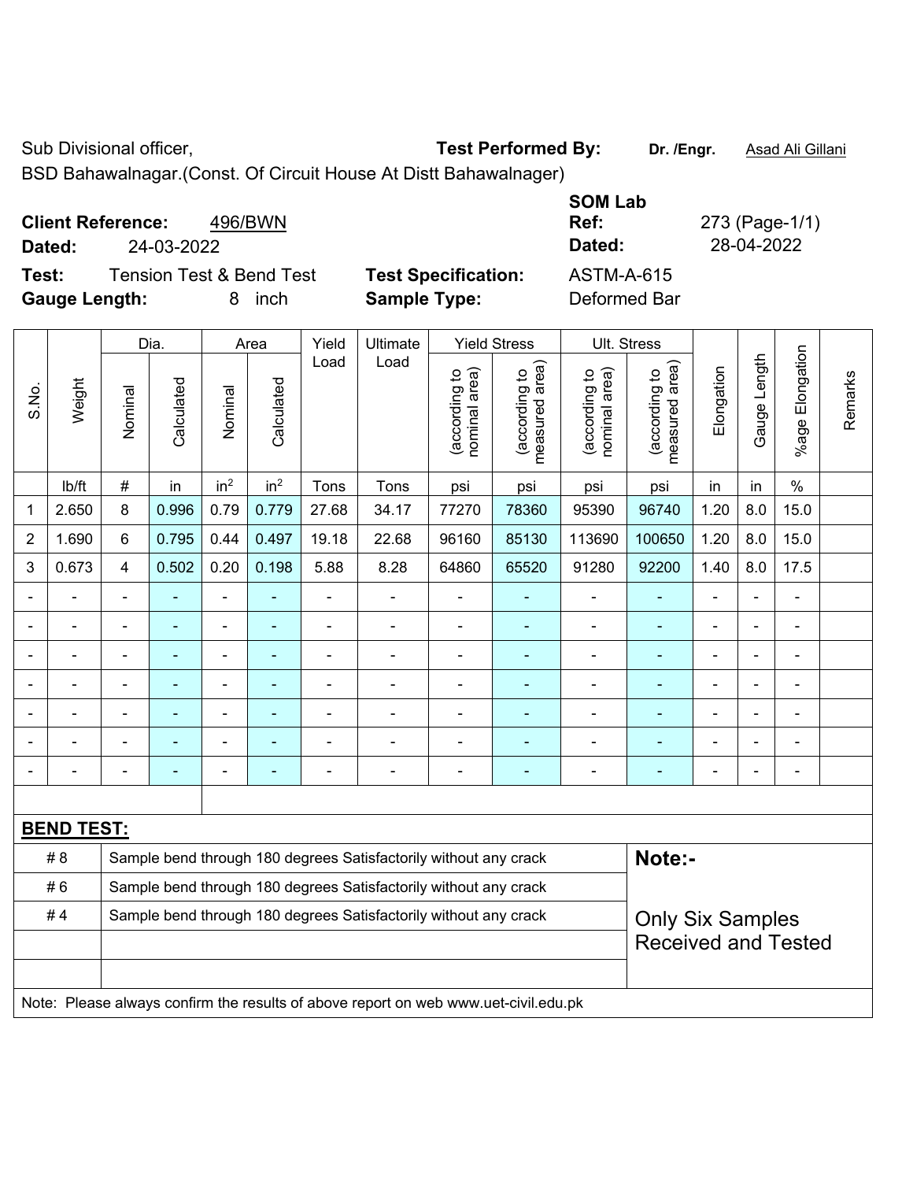Sub Divisional officer,

BSD Bahawalnagar.(Const. Of Circuit House At Distt Bahawalnager)

**Test Performed By:** **Dr. /Engr.** Asad Ali Gillani

**SOM Lab**

**Client Reference:** 496/BWN

**Ref:** 273 (Page-1/1)

**Dated:** 24-03-2022

**Dated:** 28-04-2022

**Test:** Tension Test & Bend Test

**Test Specification:** ASTM-A-615

**Gauge Length:** 8 inch

**Sample Type:** Deformed Bar

| S.No. | Weight | Dia. | | Area | | Yield Load | Ultimate Load | Yield Stress | | Ult. Stress | | Elongation | Gauge Length | %age Elongation | Remarks |
|---|---|---|---|---|---|---|---|---|---|---|---|---|---|---|---|
| | | Nominal | Calculated | Nominal | Calculated | | | (according to nominal area) | (according to measured area) | (according to nominal area) | (according to measured area) | | | | |
| | lb/ft | # | in | in$^2$ | in$^2$ | Tons | Tons | psi | psi | psi | psi | in | in | % | |
| 1 | 2.650 | 8 | 0.996 | 0.79 | 0.779 | 27.68 | 34.17 | 77270 | 78360 | 95390 | 96740 | 1.20 | 8.0 | 15.0 | |
| 2 | 1.690 | 6 | 0.795 | 0.44 | 0.497 | 19.18 | 22.68 | 96160 | 85130 | 113690 | 100650 | 1.20 | 8.0 | 15.0 | |
| 3 | 0.673 | 4 | 0.502 | 0.20 | 0.198 | 5.88 | 8.28 | 64860 | 65520 | 91280 | 92200 | 1.40 | 8.0 | 17.5 | |
| - | - | - | - | - | - | - | - | - | - | - | - | - | - | - | |
| - | - | - | - | - | - | - | - | - | - | - | - | - | - | - | |
| - | - | - | - | - | - | - | - | - | - | - | - | - | - | - | |
| - | - | - | - | - | - | - | - | - | - | - | - | - | - | - | |
| - | - | - | - | - | - | - | - | - | - | - | - | - | - | - | |
| - | - | - | - | - | - | - | - | - | - | - | - | - | - | - | |
| - | - | - | - | - | - | - | - | - | - | - | - | - | - | - | |

**BEND TEST:**

| | | |
|---|---|---|
| # 8 | Sample bend through 180 degrees Satisfactorily without any crack | **Note:-** |
| # 6 | Sample bend through 180 degrees Satisfactorily without any crack | |
| # 4 | Sample bend through 180 degrees Satisfactorily without any crack | Only Six Samples Received and Tested |

Note: Please always confirm the results of above report on web www.uet-civil.edu.pk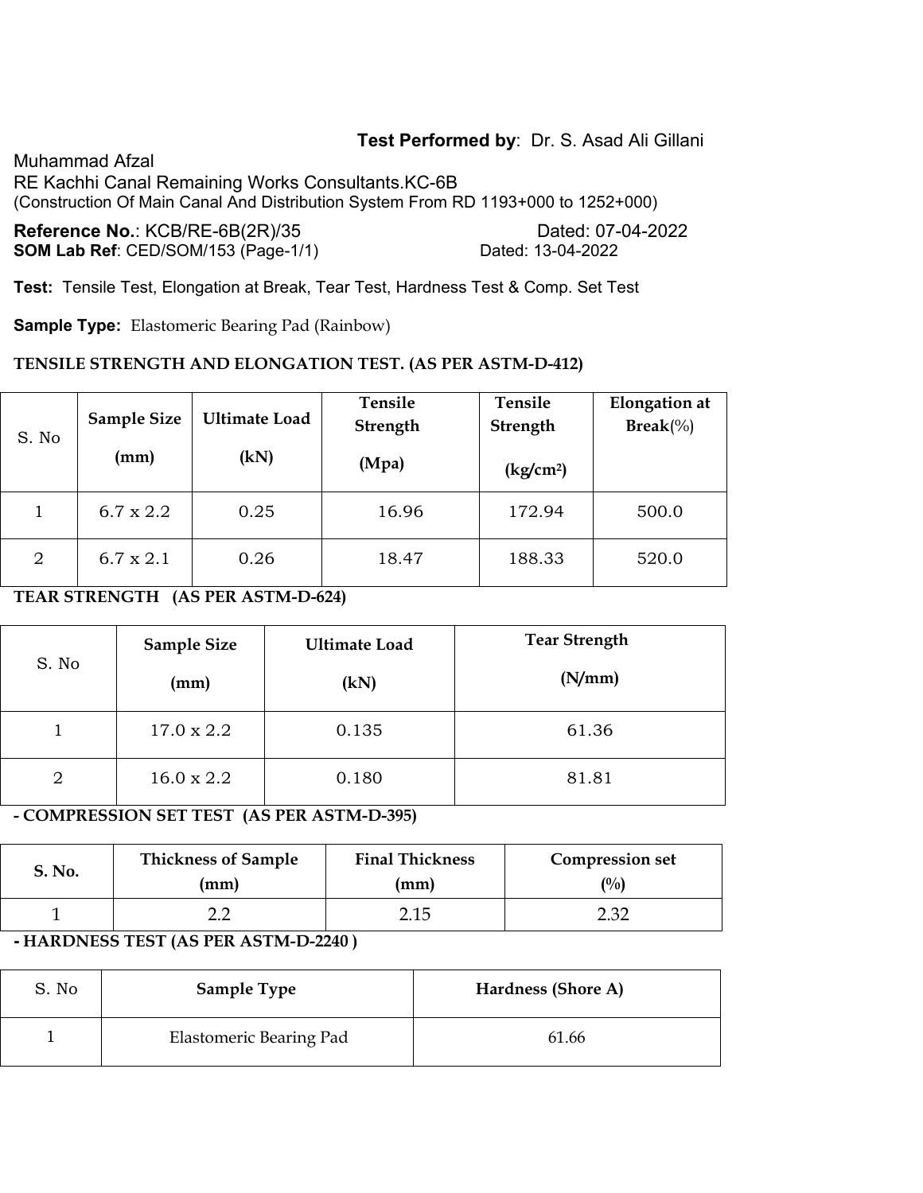**Test Performed by**: Dr. S. Asad Ali Gillani

Muhammad Afzal
RE Kachhi Canal Remaining Works Consultants.KC-6B
(Construction Of Main Canal And Distribution System From RD 1193+000 to 1252+000)

**Reference No.**: KCB/RE-6B(2R)/35 Dated: 07-04-2022
**SOM Lab Ref**: CED/SOM/153 (Page-1/1) Dated: 13-04-2022

**Test:** Tensile Test, Elongation at Break, Tear Test, Hardness Test & Comp. Set Test

**Sample Type:** Elastomeric Bearing Pad (Rainbow)

**TENSILE STRENGTH AND ELONGATION TEST. (AS PER ASTM-D-412)**

| S. No | Sample Size (mm) | Ultimate Load (kN) | Tensile Strength (Mpa) | Tensile Strength (kg/cm²) | Elongation at Break(%) |
|---|---|---|---|---|---|
| 1 | 6.7 x 2.2 | 0.25 | 16.96 | 172.94 | 500.0 |
| 2 | 6.7 x 2.1 | 0.26 | 18.47 | 188.33 | 520.0 |

**TEAR STRENGTH (AS PER ASTM-D-624)**

| S. No | Sample Size (mm) | Ultimate Load (kN) | Tear Strength (N/mm) |
|---|---|---|---|
| 1 | 17.0 x 2.2 | 0.135 | 61.36 |
| 2 | 16.0 x 2.2 | 0.180 | 81.81 |

**- COMPRESSION SET TEST (AS PER ASTM-D-395)**

| S. No. | Thickness of Sample (mm) | Final Thickness (mm) | Compression set (%) |
|---|---|---|---|
| 1 | 2.2 | 2.15 | 2.32 |

**- HARDNESS TEST (AS PER ASTM-D-2240 )**

| S. No | Sample Type | Hardness (Shore A) |
|---|---|---|
| 1 | Elastomeric Bearing Pad | 61.66 |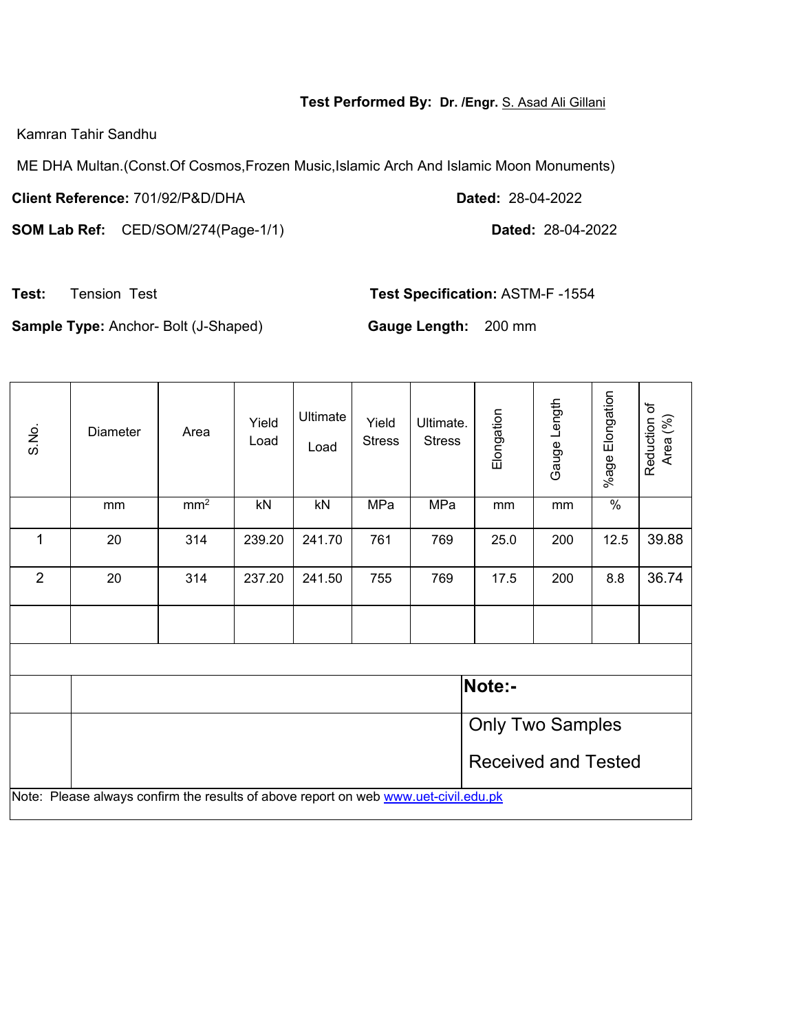**Test Performed By: Dr. /Engr.** S. Asad Ali Gillani

Kamran Tahir Sandhu

ME DHA Multan.(Const.Of Cosmos,Frozen Music,Islamic Arch And Islamic Moon Monuments)

**Client Reference:** 701/92/P&D/DHA **Dated:** 28-04-2022

**SOM Lab Ref:** CED/SOM/274(Page-1/1) **Dated:** 28-04-2022

**Test:** Tension Test **Test Specification:** ASTM-F -1554

**Sample Type:** Anchor- Bolt (J-Shaped) **Gauge Length:** 200 mm

| S.No. | Diameter | Area | Yield Load | Ultimate Load | Yield Stress | Ultimate. Stress | Elongation | Gauge Length | %age Elongation | Reduction of Area (%) |
|---|---|---|---|---|---|---|---|---|---|---|
| | mm | $mm^2$ | kN | kN | MPa | MPa | mm | mm | % | |
| 1 | 20 | 314 | 239.20 | 241.70 | 761 | 769 | 25.0 | 200 | 12.5 | 39.88 |
| 2 | 20 | 314 | 237.20 | 241.50 | 755 | 769 | 17.5 | 200 | 8.8 | 36.74 |

**Note:-**

Only Two Samples Received and Tested

Note: Please always confirm the results of above report on web www.uet-civil.edu.pk